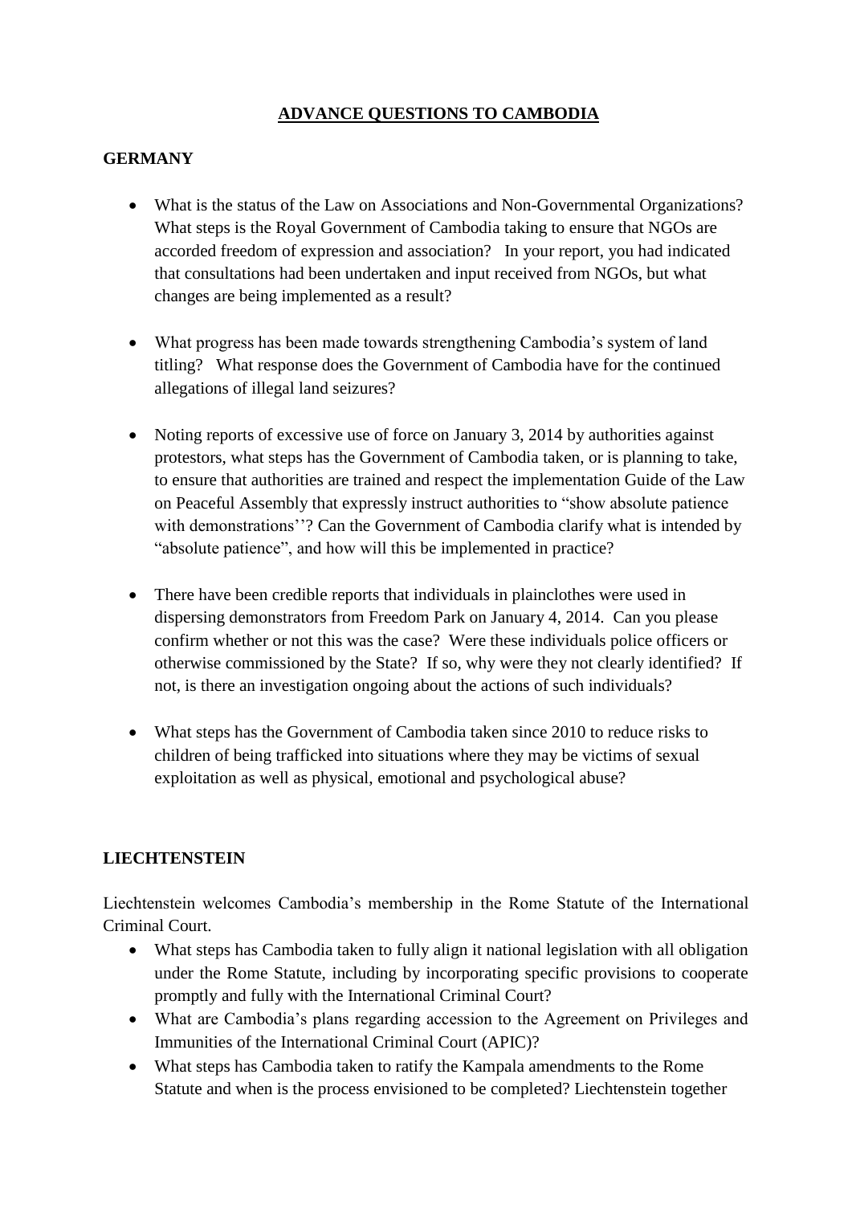# ADVANCE QUESTIONS TO CAMBODIA

## GERMANY

- What is the status of the Law on Associations and Non-Governmental Organizations? What steps is the Royal Government of Cambodia taking to ensure that NGOs are accorded freedom of expression and association? In your report, you had indicated that consultations had been undertaken and input received from NGOs, but what changes are being implemented as a result?

- What progress has been made towards strengthening Cambodia's system of land titling? What response does the Government of Cambodia have for the continued allegations of illegal land seizures?

- Noting reports of excessive use of force on January 3, 2014 by authorities against protestors, what steps has the Government of Cambodia taken, or is planning to take, to ensure that authorities are trained and respect the implementation Guide of the Law on Peaceful Assembly that expressly instruct authorities to "show absolute patience with demonstrations''? Can the Government of Cambodia clarify what is intended by "absolute patience", and how will this be implemented in practice?

- There have been credible reports that individuals in plainclothes were used in dispersing demonstrators from Freedom Park on January 4, 2014. Can you please confirm whether or not this was the case? Were these individuals police officers or otherwise commissioned by the State? If so, why were they not clearly identified? If not, is there an investigation ongoing about the actions of such individuals?

- What steps has the Government of Cambodia taken since 2010 to reduce risks to children of being trafficked into situations where they may be victims of sexual exploitation as well as physical, emotional and psychological abuse?

## LIECHTENSTEIN

Liechtenstein welcomes Cambodia's membership in the Rome Statute of the International Criminal Court.

- What steps has Cambodia taken to fully align it national legislation with all obligation under the Rome Statute, including by incorporating specific provisions to cooperate promptly and fully with the International Criminal Court?
- What are Cambodia's plans regarding accession to the Agreement on Privileges and Immunities of the International Criminal Court (APIC)?
- What steps has Cambodia taken to ratify the Kampala amendments to the Rome Statute and when is the process envisioned to be completed? Liechtenstein together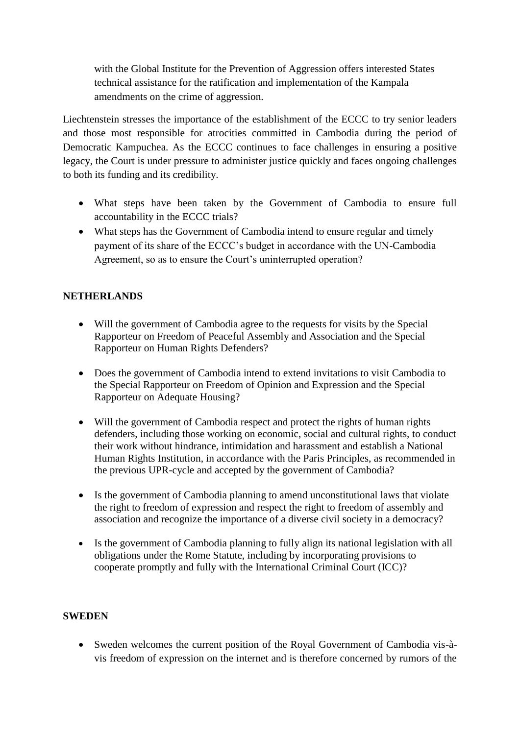with the Global Institute for the Prevention of Aggression offers interested States technical assistance for the ratification and implementation of the Kampala amendments on the crime of aggression.

Liechtenstein stresses the importance of the establishment of the ECCC to try senior leaders and those most responsible for atrocities committed in Cambodia during the period of Democratic Kampuchea. As the ECCC continues to face challenges in ensuring a positive legacy, the Court is under pressure to administer justice quickly and faces ongoing challenges to both its funding and its credibility.

- What steps have been taken by the Government of Cambodia to ensure full accountability in the ECCC trials?
- What steps has the Government of Cambodia intend to ensure regular and timely payment of its share of the ECCC's budget in accordance with the UN-Cambodia Agreement, so as to ensure the Court's uninterrupted operation?

**NETHERLANDS**

- Will the government of Cambodia agree to the requests for visits by the Special Rapporteur on Freedom of Peaceful Assembly and Association and the Special Rapporteur on Human Rights Defenders?

- Does the government of Cambodia intend to extend invitations to visit Cambodia to the Special Rapporteur on Freedom of Opinion and Expression and the Special Rapporteur on Adequate Housing?

- Will the government of Cambodia respect and protect the rights of human rights defenders, including those working on economic, social and cultural rights, to conduct their work without hindrance, intimidation and harassment and establish a National Human Rights Institution, in accordance with the Paris Principles, as recommended in the previous UPR-cycle and accepted by the government of Cambodia?

- Is the government of Cambodia planning to amend unconstitutional laws that violate the right to freedom of expression and respect the right to freedom of assembly and association and recognize the importance of a diverse civil society in a democracy?

- Is the government of Cambodia planning to fully align its national legislation with all obligations under the Rome Statute, including by incorporating provisions to cooperate promptly and fully with the International Criminal Court (ICC)?

**SWEDEN**

- Sweden welcomes the current position of the Royal Government of Cambodia vis-à-vis freedom of expression on the internet and is therefore concerned by rumors of the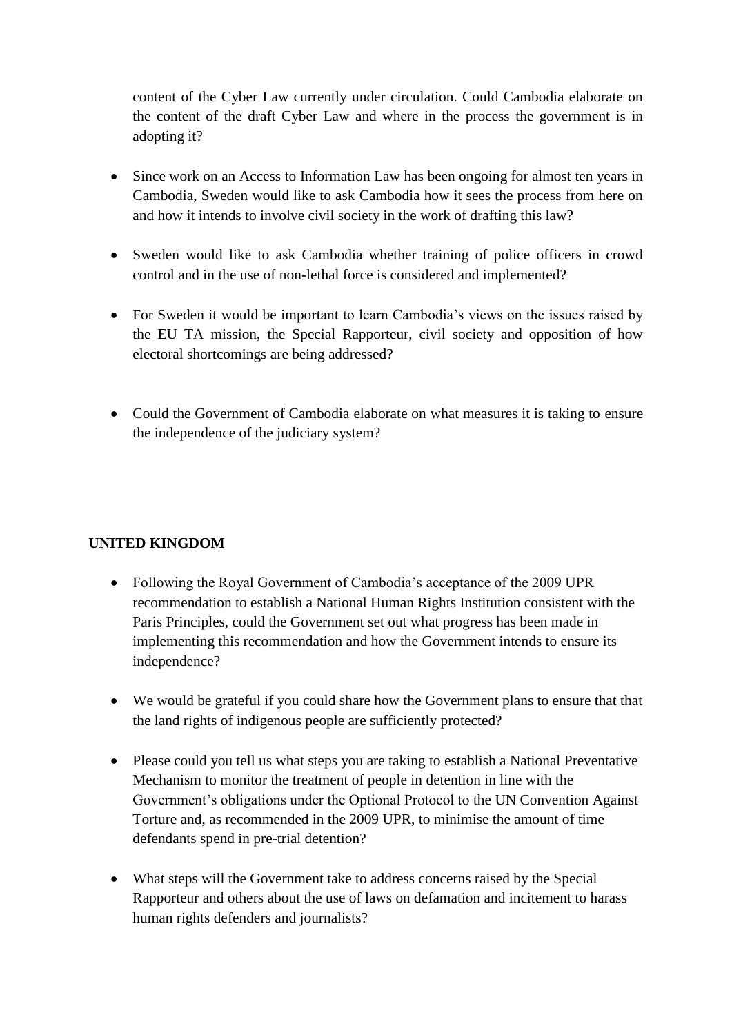content of the Cyber Law currently under circulation. Could Cambodia elaborate on the content of the draft Cyber Law and where in the process the government is in adopting it?

- Since work on an Access to Information Law has been ongoing for almost ten years in Cambodia, Sweden would like to ask Cambodia how it sees the process from here on and how it intends to involve civil society in the work of drafting this law?

- Sweden would like to ask Cambodia whether training of police officers in crowd control and in the use of non-lethal force is considered and implemented?

- For Sweden it would be important to learn Cambodia's views on the issues raised by the EU TA mission, the Special Rapporteur, civil society and opposition of how electoral shortcomings are being addressed?

- Could the Government of Cambodia elaborate on what measures it is taking to ensure the independence of the judiciary system?

**UNITED KINGDOM**

- Following the Royal Government of Cambodia's acceptance of the 2009 UPR recommendation to establish a National Human Rights Institution consistent with the Paris Principles, could the Government set out what progress has been made in implementing this recommendation and how the Government intends to ensure its independence?

- We would be grateful if you could share how the Government plans to ensure that that the land rights of indigenous people are sufficiently protected?

- Please could you tell us what steps you are taking to establish a National Preventative Mechanism to monitor the treatment of people in detention in line with the Government's obligations under the Optional Protocol to the UN Convention Against Torture and, as recommended in the 2009 UPR, to minimise the amount of time defendants spend in pre-trial detention?

- What steps will the Government take to address concerns raised by the Special Rapporteur and others about the use of laws on defamation and incitement to harass human rights defenders and journalists?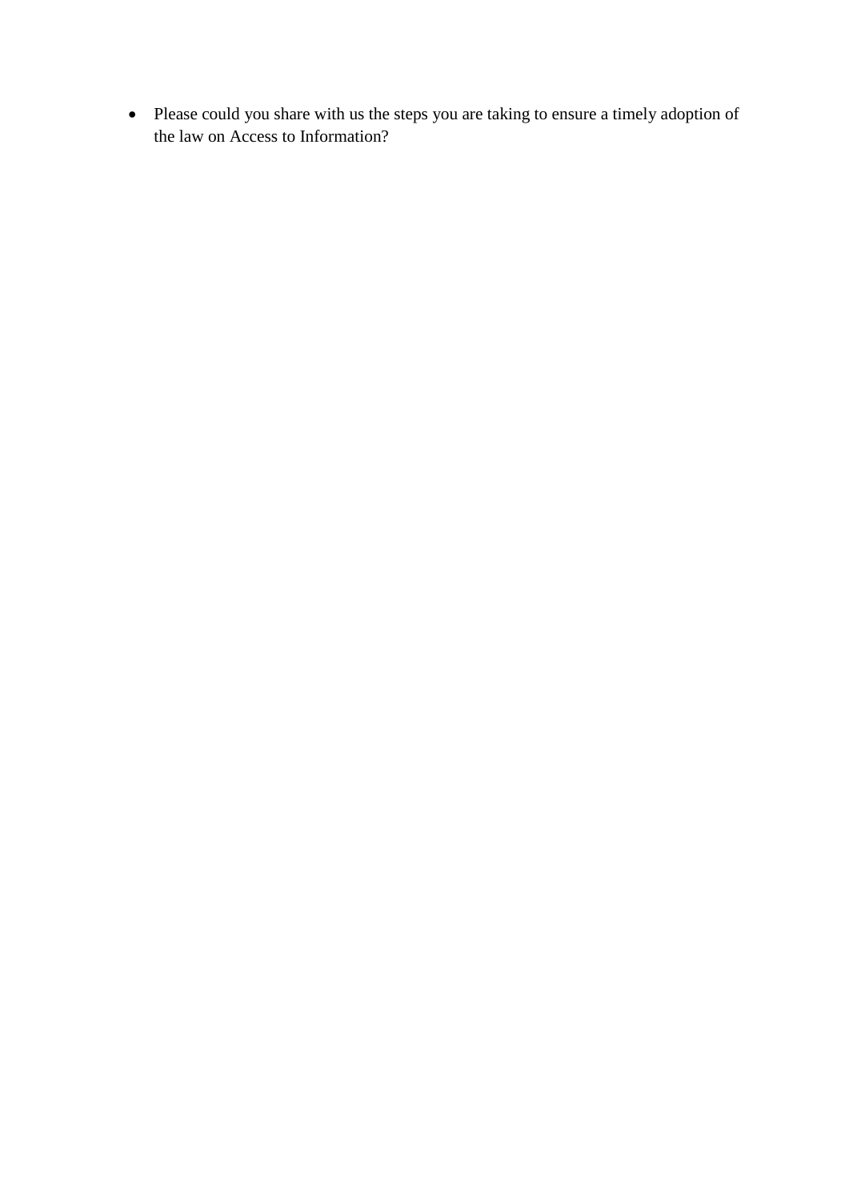- Please could you share with us the steps you are taking to ensure a timely adoption of the law on Access to Information?